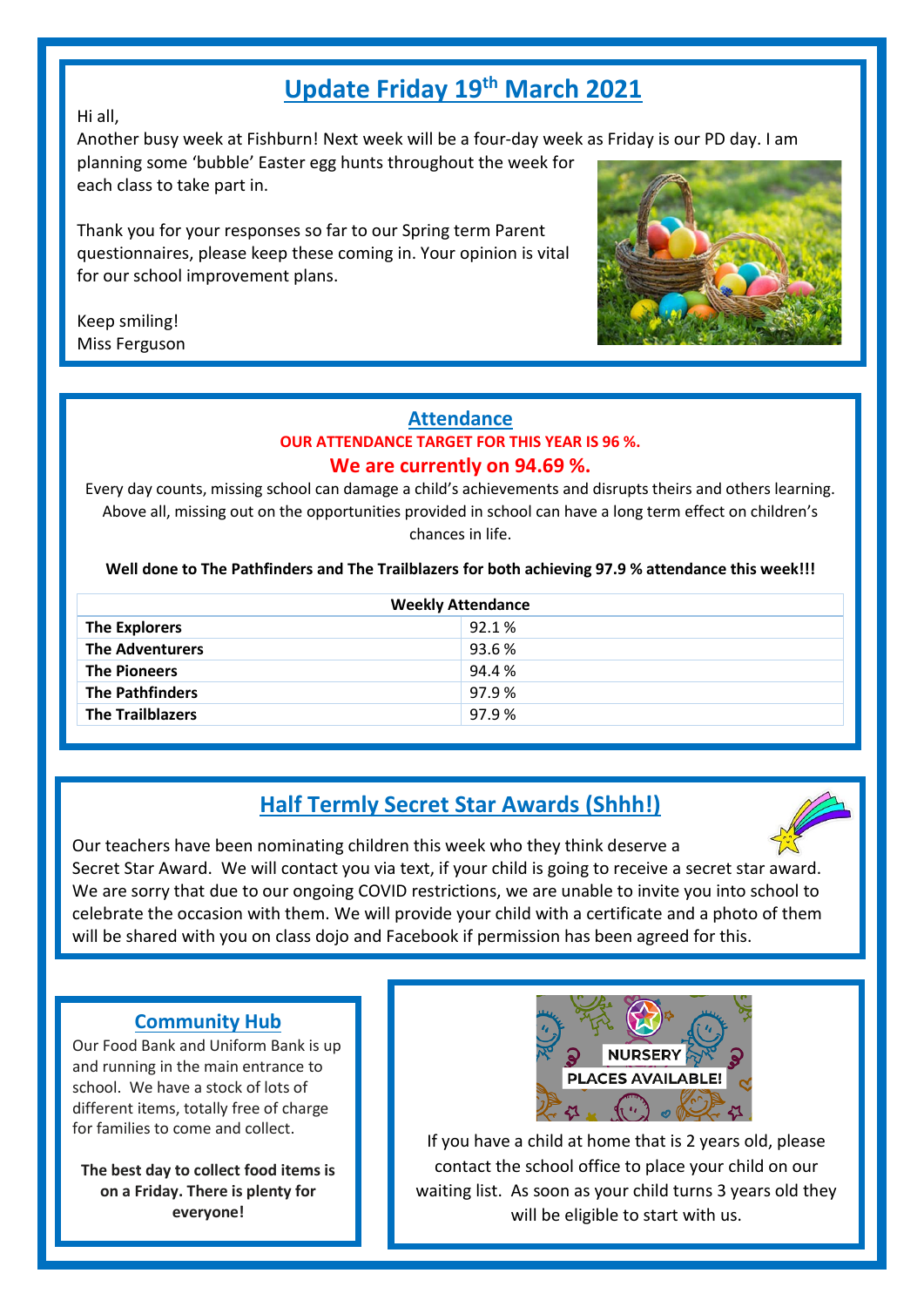# Update Friday 19th March 2021

Hi all,

Another busy week at Fishburn! Next week will be a four-day week as Friday is our PD day. I am planning some 'bubble' Easter egg hunts throughout the week for each class to take part in.

Thank you for your responses so far to our Spring term Parent questionnaires, please keep these coming in. Your opinion is vital for our school improvement plans.

Keep smiling!
Miss Ferguson

## Attendance

**OUR ATTENDANCE TARGET FOR THIS YEAR IS 96 %.**

**We are currently on 94.69 %.**

Every day counts, missing school can damage a child's achievements and disrupts theirs and others learning. Above all, missing out on the opportunities provided in school can have a long term effect on children's chances in life.

**Well done to The Pathfinders and The Trailblazers for both achieving 97.9 % attendance this week!!!**

| Weekly Attendance | |
|---|---|
| **The Explorers** | 92.1 % |
| **The Adventurers** | 93.6 % |
| **The Pioneers** | 94.4 % |
| **The Pathfinders** | 97.9 % |
| **The Trailblazers** | 97.9 % |

## Half Termly Secret Star Awards (Shhh!)

Our teachers have been nominating children this week who they think deserve a Secret Star Award. We will contact you via text, if your child is going to receive a secret star award. We are sorry that due to our ongoing COVID restrictions, we are unable to invite you into school to celebrate the occasion with them. We will provide your child with a certificate and a photo of them will be shared with you on class dojo and Facebook if permission has been agreed for this.

## Community Hub

Our Food Bank and Uniform Bank is up and running in the main entrance to school. We have a stock of lots of different items, totally free of charge for families to come and collect.

**The best day to collect food items is on a Friday. There is plenty for everyone!**

NURSERY PLACES AVAILABLE!

If you have a child at home that is 2 years old, please contact the school office to place your child on our waiting list. As soon as your child turns 3 years old they will be eligible to start with us.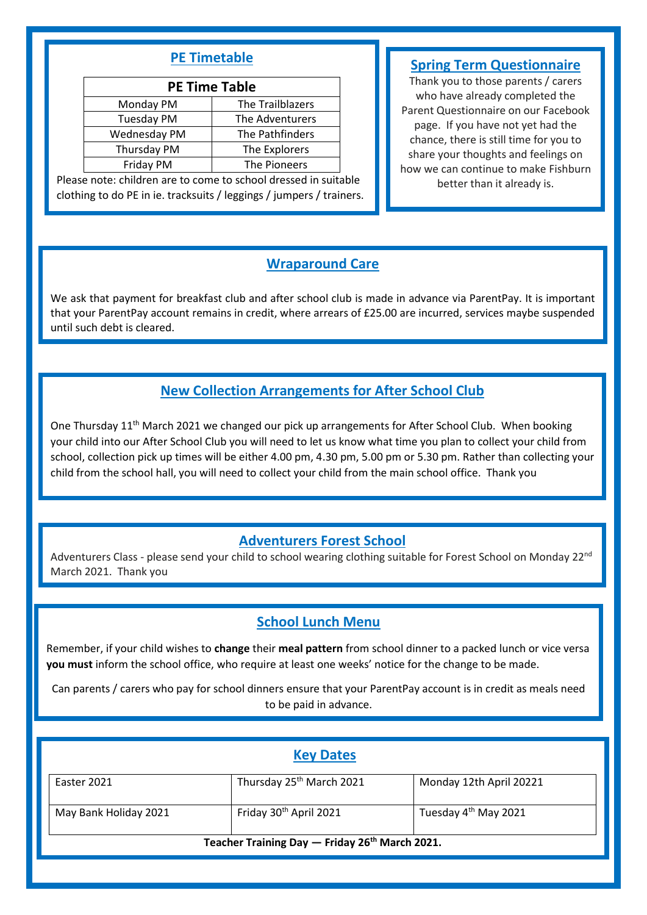## PE Timetable

| PE Time Table | |
|---|---|
| Monday PM | The Trailblazers |
| Tuesday PM | The Adventurers |
| Wednesday PM | The Pathfinders |
| Thursday PM | The Explorers |
| Friday PM | The Pioneers |

Please note: children are to come to school dressed in suitable clothing to do PE in ie. tracksuits / leggings / jumpers / trainers.

## Spring Term Questionnaire

Thank you to those parents / carers who have already completed the Parent Questionnaire on our Facebook page. If you have not yet had the chance, there is still time for you to share your thoughts and feelings on how we can continue to make Fishburn better than it already is.

## Wraparound Care

We ask that payment for breakfast club and after school club is made in advance via ParentPay. It is important that your ParentPay account remains in credit, where arrears of £25.00 are incurred, services maybe suspended until such debt is cleared.

## New Collection Arrangements for After School Club

One Thursday 11th March 2021 we changed our pick up arrangements for After School Club. When booking your child into our After School Club you will need to let us know what time you plan to collect your child from school, collection pick up times will be either 4.00 pm, 4.30 pm, 5.00 pm or 5.30 pm. Rather than collecting your child from the school hall, you will need to collect your child from the main school office. Thank you

## Adventurers Forest School

Adventurers Class - please send your child to school wearing clothing suitable for Forest School on Monday 22nd March 2021. Thank you

## School Lunch Menu

Remember, if your child wishes to **change** their **meal pattern** from school dinner to a packed lunch or vice versa **you must** inform the school office, who require at least one weeks' notice for the change to be made.

Can parents / carers who pay for school dinners ensure that your ParentPay account is in credit as meals need to be paid in advance.

## Key Dates

| | | |
|---|---|---|
| Easter 2021 | Thursday 25th March 2021 | Monday 12th April 20221 |
| May Bank Holiday 2021 | Friday 30th April 2021 | Tuesday 4th May 2021 |

**Teacher Training Day — Friday 26th March 2021.**